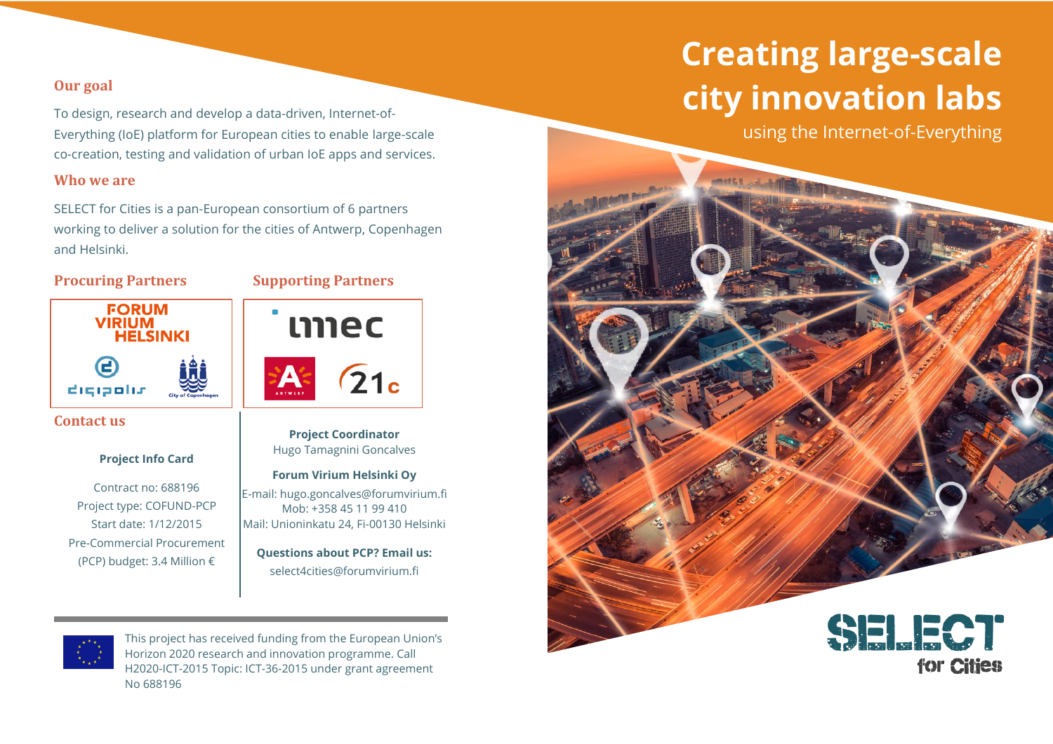# Creating large-scale city innovation labs

using the Internet-of-Everything

## Our goal

To design, research and develop a data-driven, Internet-of-Everything (IoE) platform for European cities to enable large-scale co-creation, testing and validation of urban IoE apps and services.

## Who we are

SELECT for Cities is a pan-European consortium of 6 partners working to deliver a solution for the cities of Antwerp, Copenhagen and Helsinki.

## Procuring Partners

Forum Virium Helsinki, Digipolis, City of Copenhagen

## Supporting Partners

imec, Antwerp, 21c

## Contact us

**Project Info Card**

Contract no: 688196
Project type: COFUND-PCP
Start date: 1/12/2015
Pre-Commercial Procurement (PCP) budget: 3.4 Million €

**Project Coordinator**
Hugo Tamagnini Goncalves

**Forum Virium Helsinki Oy**
E-mail: hugo.goncalves@forumvirium.fi
Mob: +358 45 11 99 410
Mail: Unioninkatu 24, Fi-00130 Helsinki

**Questions about PCP? Email us:**
select4cities@forumvirium.fi

---

This project has received funding from the European Union's Horizon 2020 research and innovation programme. Call H2020-ICT-2015 Topic: ICT-36-2015 under grant agreement No 688196

SELECT for Cities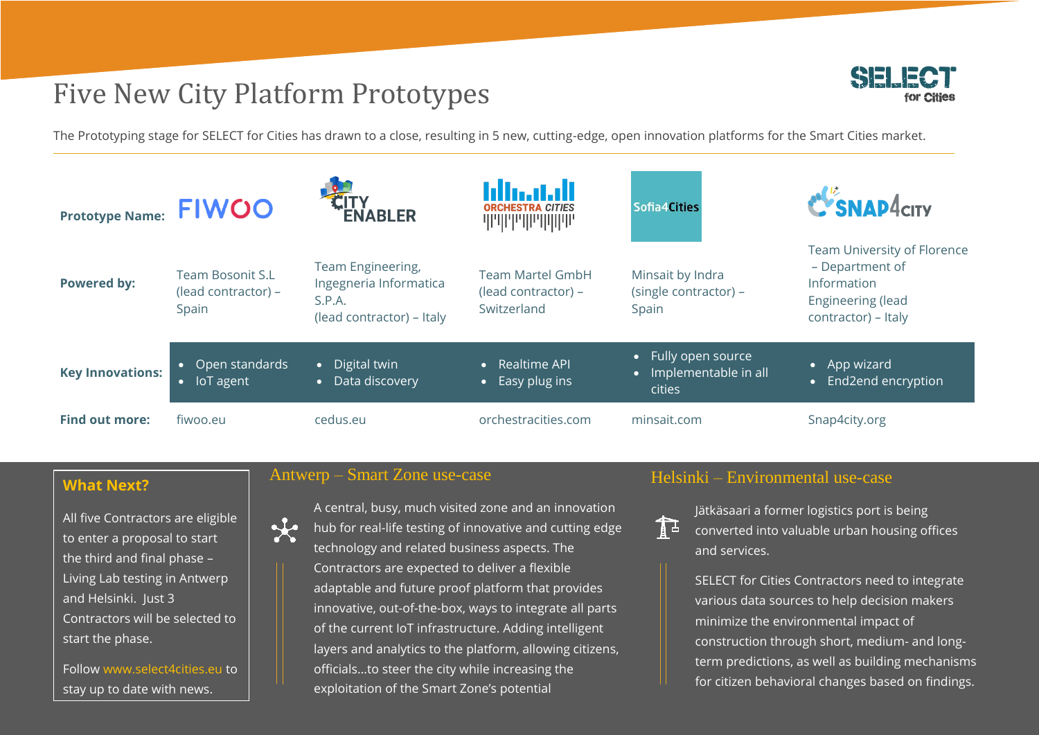# Five New City Platform Prototypes

The Prototyping stage for SELECT for Cities has drawn to a close, resulting in 5 new, cutting-edge, open innovation platforms for the Smart Cities market.

| | | | | | |
|---|---|---|---|---|---|
| **Prototype Name:** | FIWOO | CITY ENABLER | ORCHESTRA CITIES | Sofia4Cities | SNAP4CITY |
| **Powered by:** | Team Bosonit S.L (lead contractor) – Spain | Team Engineering, Ingegneria Informatica S.P.A. (lead contractor) – Italy | Team Martel GmbH (lead contractor) – Switzerland | Minsait by Indra (single contractor) – Spain | Team University of Florence – Department of Information Engineering (lead contractor) – Italy |
| **Key Innovations:** | • Open standards<br>• IoT agent | • Digital twin<br>• Data discovery | • Realtime API<br>• Easy plug ins | • Fully open source<br>• Implementable in all cities | • App wizard<br>• End2end encryption |
| **Find out more:** | fiwoo.eu | cedus.eu | orchestracities.com | minsait.com | Snap4city.org |

## What Next?

All five Contractors are eligible to enter a proposal to start the third and final phase – Living Lab testing in Antwerp and Helsinki. Just 3 Contractors will be selected to start the phase.

Follow www.select4cities.eu to stay up to date with news.

## Antwerp – Smart Zone use-case

A central, busy, much visited zone and an innovation hub for real-life testing of innovative and cutting edge technology and related business aspects. The Contractors are expected to deliver a flexible adaptable and future proof platform that provides innovative, out-of-the-box, ways to integrate all parts of the current IoT infrastructure. Adding intelligent layers and analytics to the platform, allowing citizens, officials...to steer the city while increasing the exploitation of the Smart Zone's potential

## Helsinki – Environmental use-case

Jätkäsaari a former logistics port is being converted into valuable urban housing offices and services.

SELECT for Cities Contractors need to integrate various data sources to help decision makers minimize the environmental impact of construction through short, medium- and long-term predictions, as well as building mechanisms for citizen behavioral changes based on findings.